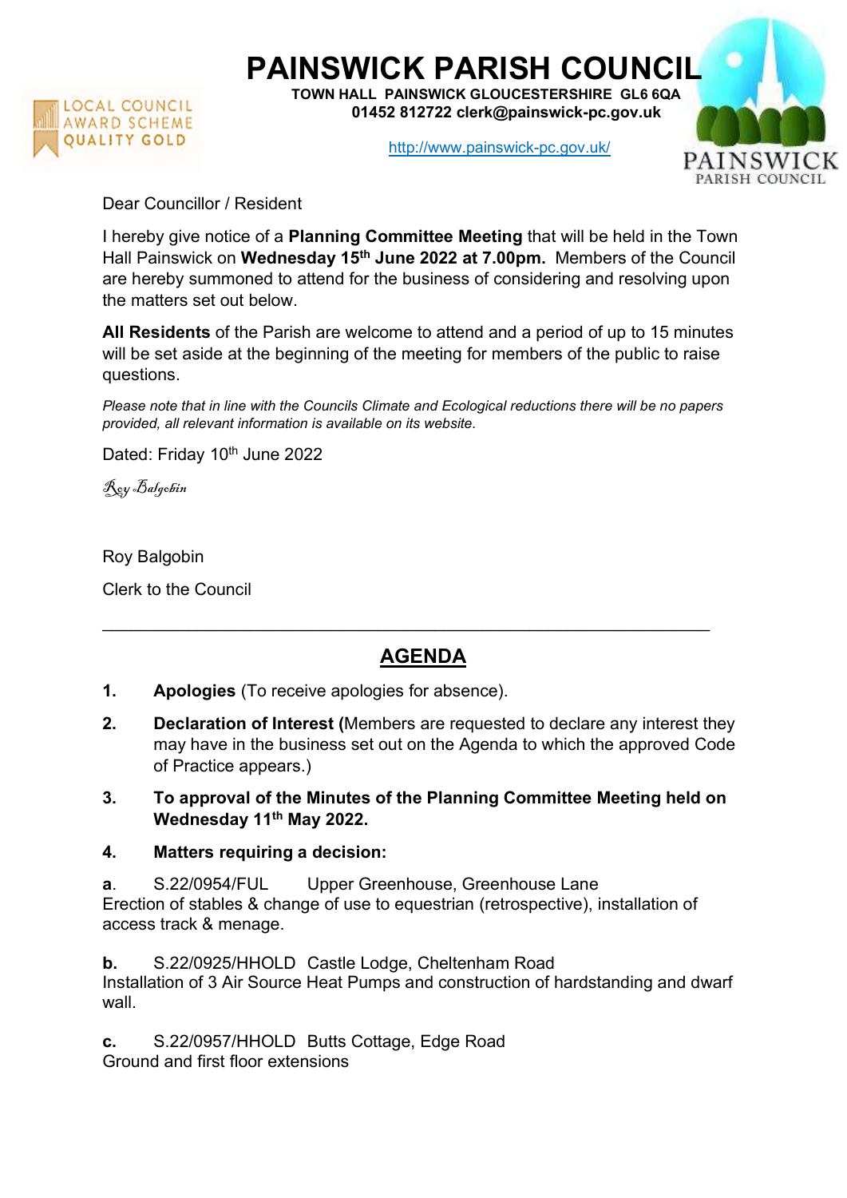# PAINSWICK PARISH COUNCIL

**TOWN HALL PAINSWICK GLOUCESTERSHIRE GL6 6QA**
**01452 812722 clerk@painswick-pc.gov.uk**

http://www.painswick-pc.gov.uk/

LOCAL COUNCIL AWARD SCHEME QUALITY GOLD

PAINSWICK PARISH COUNCIL

Dear Councillor / Resident

I hereby give notice of a **Planning Committee Meeting** that will be held in the Town Hall Painswick on **Wednesday 15th June 2022 at 7.00pm.** Members of the Council are hereby summoned to attend for the business of considering and resolving upon the matters set out below.

**All Residents** of the Parish are welcome to attend and a period of up to 15 minutes will be set aside at the beginning of the meeting for members of the public to raise questions.

*Please note that in line with the Councils Climate and Ecological reductions there will be no papers provided, all relevant information is available on its website.*

Dated: Friday 10th June 2022

*Roy Balgobin*

Roy Balgobin

Clerk to the Council

---

## AGENDA

1. **Apologies** (To receive apologies for absence).
2. **Declaration of Interest (**Members are requested to declare any interest they may have in the business set out on the Agenda to which the approved Code of Practice appears.)
3. **To approval of the Minutes of the Planning Committee Meeting held on Wednesday 11th May 2022.**
4. **Matters requiring a decision:**

**a**. S.22/0954/FUL Upper Greenhouse, Greenhouse Lane
Erection of stables & change of use to equestrian (retrospective), installation of access track & menage.

**b.** S.22/0925/HHOLD Castle Lodge, Cheltenham Road
Installation of 3 Air Source Heat Pumps and construction of hardstanding and dwarf wall.

**c.** S.22/0957/HHOLD Butts Cottage, Edge Road
Ground and first floor extensions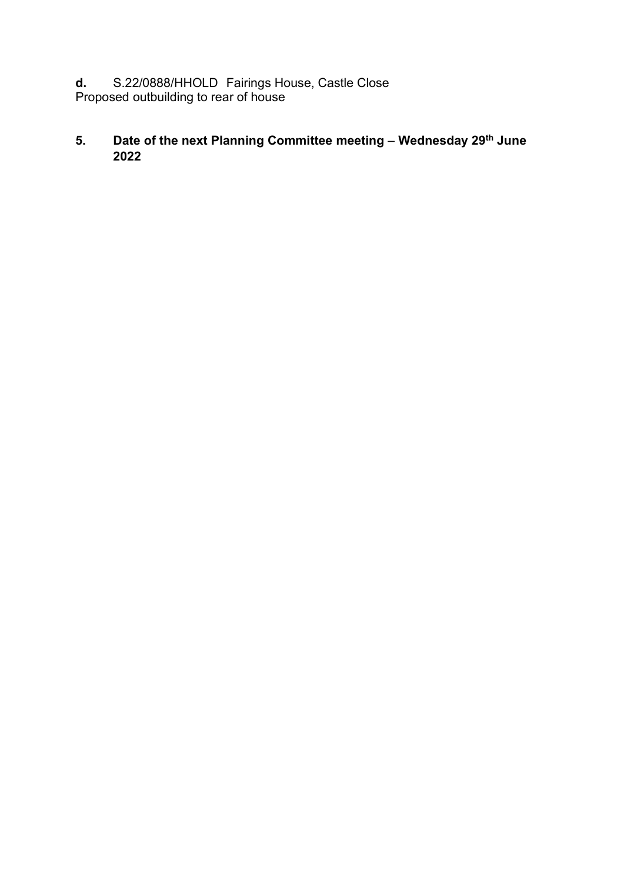**d.** S.22/0888/HHOLD Fairings House, Castle Close
Proposed outbuilding to rear of house

**5. Date of the next Planning Committee meeting – Wednesday 29th June 2022**